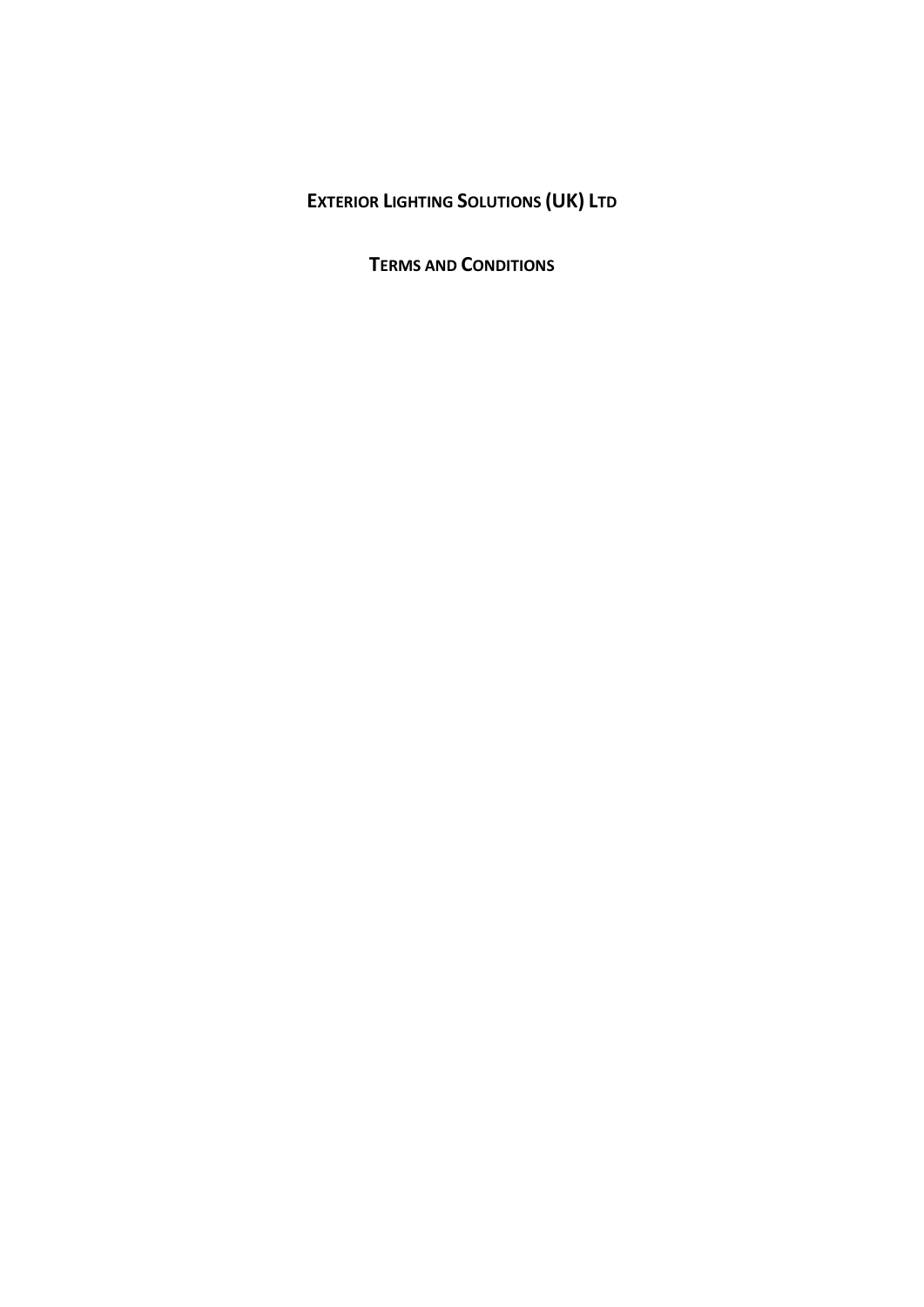# Exterior Lighting Solutions (UK) Ltd

## Terms and Conditions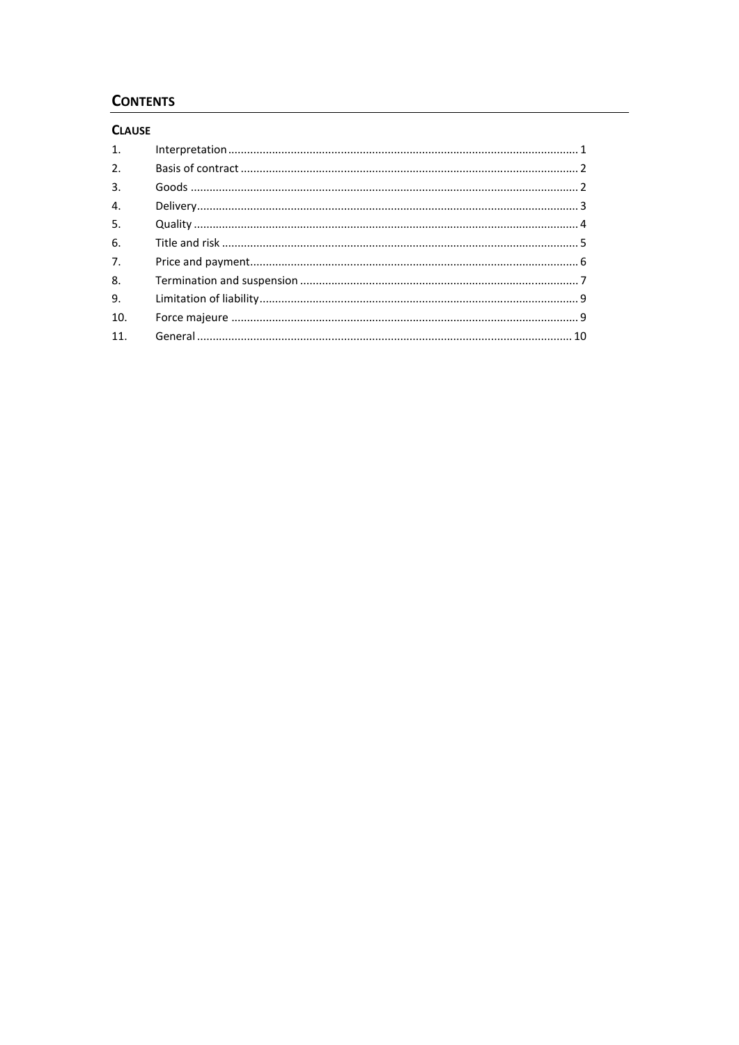## CONTENTS

**CLAUSE**

| | | |
|---|---|---|
| 1. | Interpretation | 1 |
| 2. | Basis of contract | 2 |
| 3. | Goods | 2 |
| 4. | Delivery | 3 |
| 5. | Quality | 4 |
| 6. | Title and risk | 5 |
| 7. | Price and payment | 6 |
| 8. | Termination and suspension | 7 |
| 9. | Limitation of liability | 9 |
| 10. | Force majeure | 9 |
| 11. | General | 10 |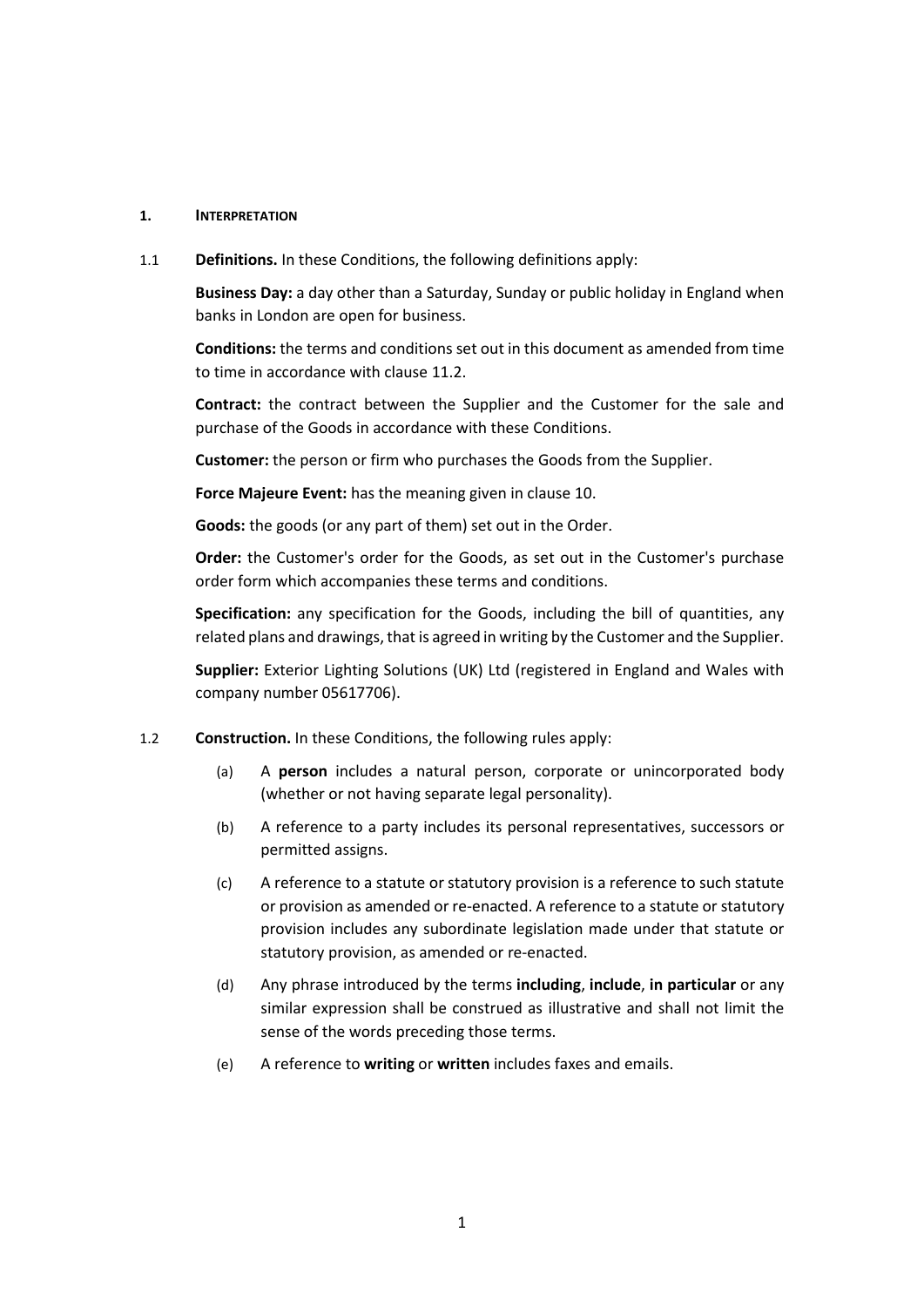## 1. INTERPRETATION

1.1 **Definitions.** In these Conditions, the following definitions apply:

**Business Day:** a day other than a Saturday, Sunday or public holiday in England when banks in London are open for business.

**Conditions:** the terms and conditions set out in this document as amended from time to time in accordance with clause 11.2.

**Contract:** the contract between the Supplier and the Customer for the sale and purchase of the Goods in accordance with these Conditions.

**Customer:** the person or firm who purchases the Goods from the Supplier.

**Force Majeure Event:** has the meaning given in clause 10.

**Goods:** the goods (or any part of them) set out in the Order.

**Order:** the Customer's order for the Goods, as set out in the Customer's purchase order form which accompanies these terms and conditions.

**Specification:** any specification for the Goods, including the bill of quantities, any related plans and drawings, that is agreed in writing by the Customer and the Supplier.

**Supplier:** Exterior Lighting Solutions (UK) Ltd (registered in England and Wales with company number 05617706).

1.2 **Construction.** In these Conditions, the following rules apply:

(a) A **person** includes a natural person, corporate or unincorporated body (whether or not having separate legal personality).

(b) A reference to a party includes its personal representatives, successors or permitted assigns.

(c) A reference to a statute or statutory provision is a reference to such statute or provision as amended or re-enacted. A reference to a statute or statutory provision includes any subordinate legislation made under that statute or statutory provision, as amended or re-enacted.

(d) Any phrase introduced by the terms **including**, **include**, **in particular** or any similar expression shall be construed as illustrative and shall not limit the sense of the words preceding those terms.

(e) A reference to **writing** or **written** includes faxes and emails.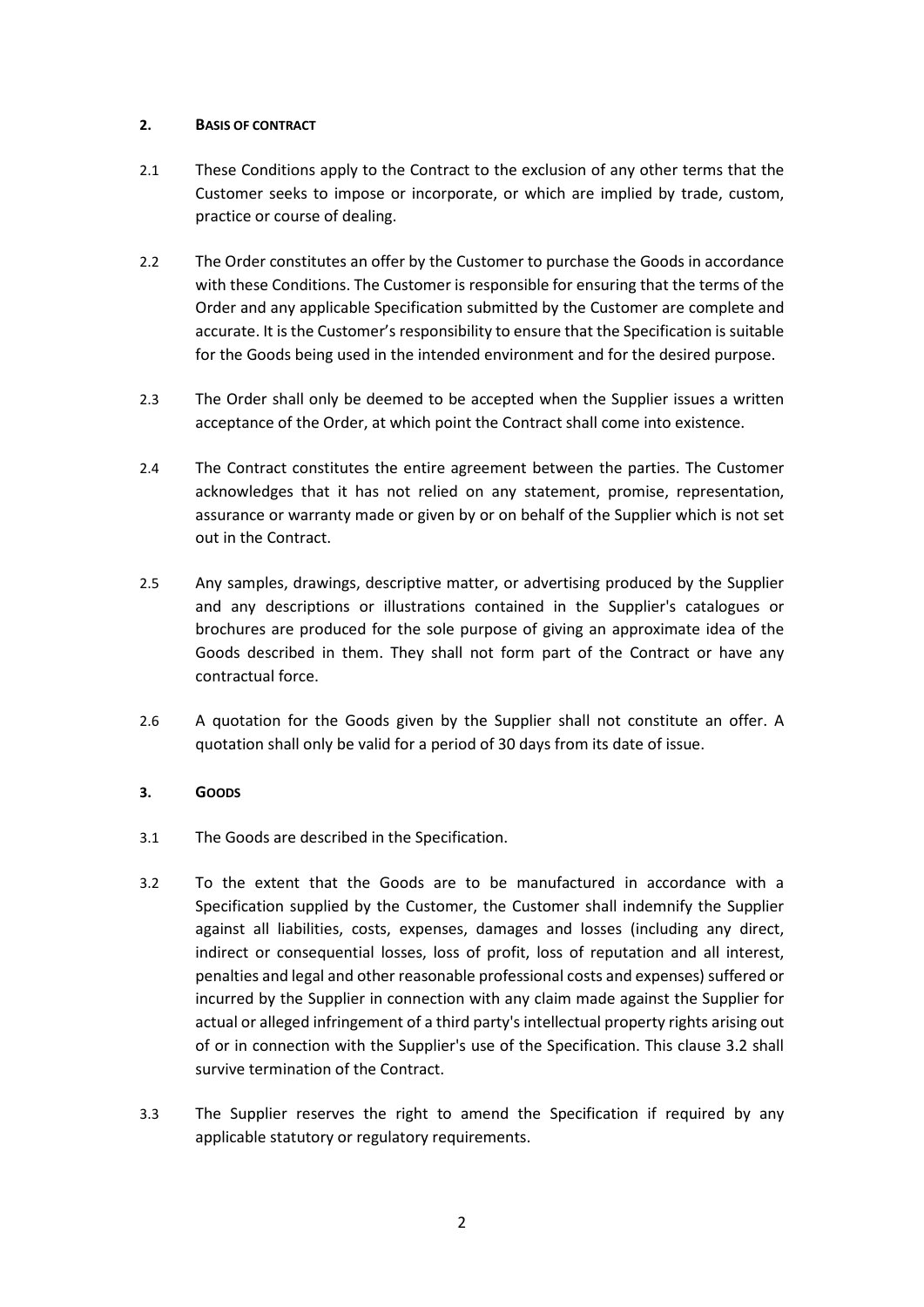## 2. BASIS OF CONTRACT

2.1 These Conditions apply to the Contract to the exclusion of any other terms that the Customer seeks to impose or incorporate, or which are implied by trade, custom, practice or course of dealing.

2.2 The Order constitutes an offer by the Customer to purchase the Goods in accordance with these Conditions. The Customer is responsible for ensuring that the terms of the Order and any applicable Specification submitted by the Customer are complete and accurate. It is the Customer's responsibility to ensure that the Specification is suitable for the Goods being used in the intended environment and for the desired purpose.

2.3 The Order shall only be deemed to be accepted when the Supplier issues a written acceptance of the Order, at which point the Contract shall come into existence.

2.4 The Contract constitutes the entire agreement between the parties. The Customer acknowledges that it has not relied on any statement, promise, representation, assurance or warranty made or given by or on behalf of the Supplier which is not set out in the Contract.

2.5 Any samples, drawings, descriptive matter, or advertising produced by the Supplier and any descriptions or illustrations contained in the Supplier's catalogues or brochures are produced for the sole purpose of giving an approximate idea of the Goods described in them. They shall not form part of the Contract or have any contractual force.

2.6 A quotation for the Goods given by the Supplier shall not constitute an offer. A quotation shall only be valid for a period of 30 days from its date of issue.

## 3. GOODS

3.1 The Goods are described in the Specification.

3.2 To the extent that the Goods are to be manufactured in accordance with a Specification supplied by the Customer, the Customer shall indemnify the Supplier against all liabilities, costs, expenses, damages and losses (including any direct, indirect or consequential losses, loss of profit, loss of reputation and all interest, penalties and legal and other reasonable professional costs and expenses) suffered or incurred by the Supplier in connection with any claim made against the Supplier for actual or alleged infringement of a third party's intellectual property rights arising out of or in connection with the Supplier's use of the Specification. This clause 3.2 shall survive termination of the Contract.

3.3 The Supplier reserves the right to amend the Specification if required by any applicable statutory or regulatory requirements.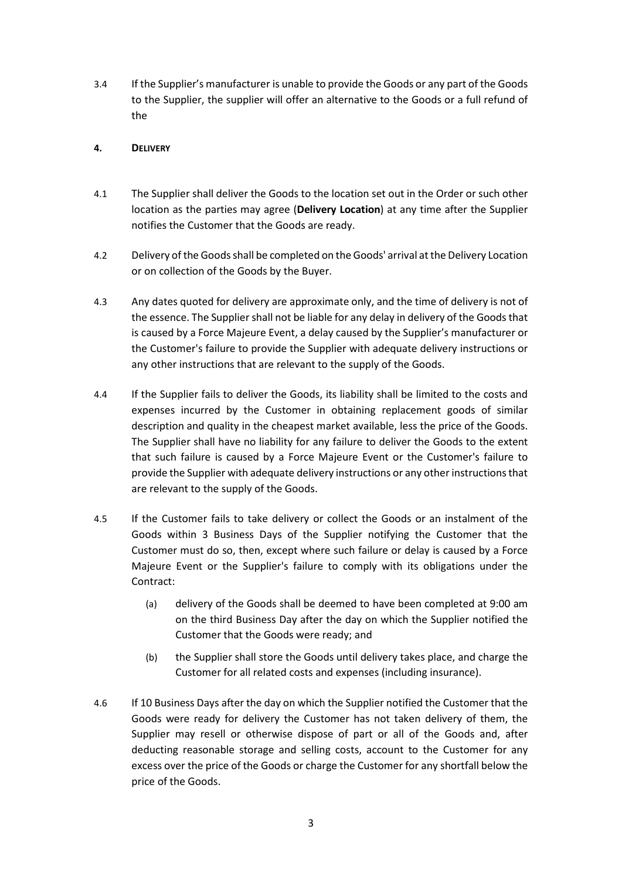3.4 If the Supplier's manufacturer is unable to provide the Goods or any part of the Goods to the Supplier, the supplier will offer an alternative to the Goods or a full refund of the

## 4. DELIVERY

4.1 The Supplier shall deliver the Goods to the location set out in the Order or such other location as the parties may agree (**Delivery Location**) at any time after the Supplier notifies the Customer that the Goods are ready.

4.2 Delivery of the Goods shall be completed on the Goods' arrival at the Delivery Location or on collection of the Goods by the Buyer.

4.3 Any dates quoted for delivery are approximate only, and the time of delivery is not of the essence. The Supplier shall not be liable for any delay in delivery of the Goods that is caused by a Force Majeure Event, a delay caused by the Supplier's manufacturer or the Customer's failure to provide the Supplier with adequate delivery instructions or any other instructions that are relevant to the supply of the Goods.

4.4 If the Supplier fails to deliver the Goods, its liability shall be limited to the costs and expenses incurred by the Customer in obtaining replacement goods of similar description and quality in the cheapest market available, less the price of the Goods. The Supplier shall have no liability for any failure to deliver the Goods to the extent that such failure is caused by a Force Majeure Event or the Customer's failure to provide the Supplier with adequate delivery instructions or any other instructions that are relevant to the supply of the Goods.

4.5 If the Customer fails to take delivery or collect the Goods or an instalment of the Goods within 3 Business Days of the Supplier notifying the Customer that the Customer must do so, then, except where such failure or delay is caused by a Force Majeure Event or the Supplier's failure to comply with its obligations under the Contract:

(a) delivery of the Goods shall be deemed to have been completed at 9:00 am on the third Business Day after the day on which the Supplier notified the Customer that the Goods were ready; and

(b) the Supplier shall store the Goods until delivery takes place, and charge the Customer for all related costs and expenses (including insurance).

4.6 If 10 Business Days after the day on which the Supplier notified the Customer that the Goods were ready for delivery the Customer has not taken delivery of them, the Supplier may resell or otherwise dispose of part or all of the Goods and, after deducting reasonable storage and selling costs, account to the Customer for any excess over the price of the Goods or charge the Customer for any shortfall below the price of the Goods.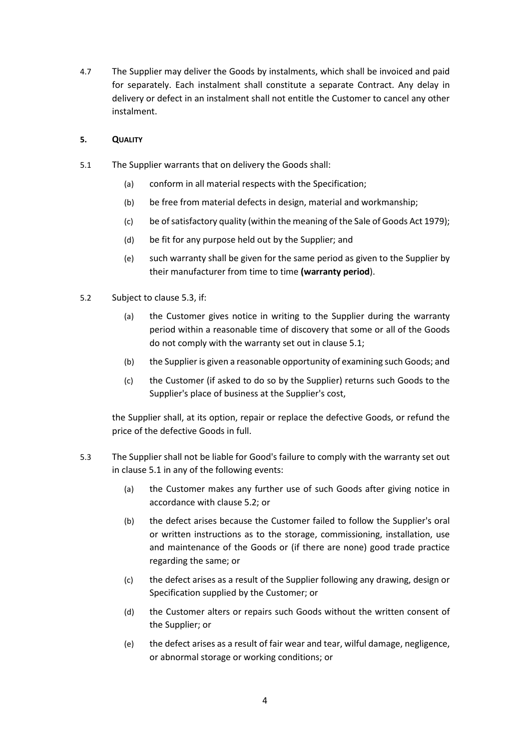4.7 The Supplier may deliver the Goods by instalments, which shall be invoiced and paid for separately. Each instalment shall constitute a separate Contract. Any delay in delivery or defect in an instalment shall not entitle the Customer to cancel any other instalment.

**5. QUALITY**

5.1 The Supplier warrants that on delivery the Goods shall:

(a) conform in all material respects with the Specification;

(b) be free from material defects in design, material and workmanship;

(c) be of satisfactory quality (within the meaning of the Sale of Goods Act 1979);

(d) be fit for any purpose held out by the Supplier; and

(e) such warranty shall be given for the same period as given to the Supplier by their manufacturer from time to time **(warranty period**).

5.2 Subject to clause 5.3, if:

(a) the Customer gives notice in writing to the Supplier during the warranty period within a reasonable time of discovery that some or all of the Goods do not comply with the warranty set out in clause 5.1;

(b) the Supplier is given a reasonable opportunity of examining such Goods; and

(c) the Customer (if asked to do so by the Supplier) returns such Goods to the Supplier's place of business at the Supplier's cost,

the Supplier shall, at its option, repair or replace the defective Goods, or refund the price of the defective Goods in full.

5.3 The Supplier shall not be liable for Good's failure to comply with the warranty set out in clause 5.1 in any of the following events:

(a) the Customer makes any further use of such Goods after giving notice in accordance with clause 5.2; or

(b) the defect arises because the Customer failed to follow the Supplier's oral or written instructions as to the storage, commissioning, installation, use and maintenance of the Goods or (if there are none) good trade practice regarding the same; or

(c) the defect arises as a result of the Supplier following any drawing, design or Specification supplied by the Customer; or

(d) the Customer alters or repairs such Goods without the written consent of the Supplier; or

(e) the defect arises as a result of fair wear and tear, wilful damage, negligence, or abnormal storage or working conditions; or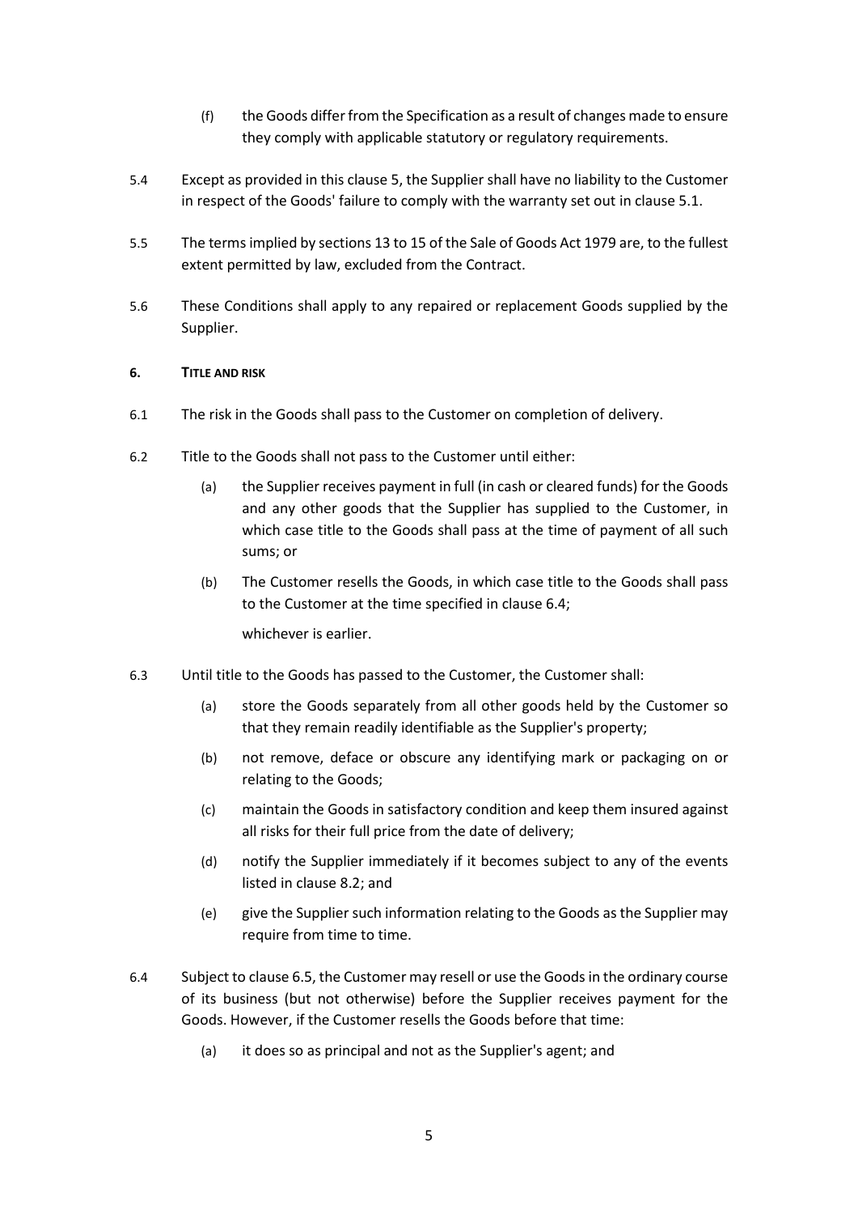(f) the Goods differ from the Specification as a result of changes made to ensure they comply with applicable statutory or regulatory requirements.

5.4 Except as provided in this clause 5, the Supplier shall have no liability to the Customer in respect of the Goods' failure to comply with the warranty set out in clause 5.1.

5.5 The terms implied by sections 13 to 15 of the Sale of Goods Act 1979 are, to the fullest extent permitted by law, excluded from the Contract.

5.6 These Conditions shall apply to any repaired or replacement Goods supplied by the Supplier.

## 6. TITLE AND RISK

6.1 The risk in the Goods shall pass to the Customer on completion of delivery.

6.2 Title to the Goods shall not pass to the Customer until either:

(a) the Supplier receives payment in full (in cash or cleared funds) for the Goods and any other goods that the Supplier has supplied to the Customer, in which case title to the Goods shall pass at the time of payment of all such sums; or

(b) The Customer resells the Goods, in which case title to the Goods shall pass to the Customer at the time specified in clause 6.4;

whichever is earlier.

6.3 Until title to the Goods has passed to the Customer, the Customer shall:

(a) store the Goods separately from all other goods held by the Customer so that they remain readily identifiable as the Supplier's property;

(b) not remove, deface or obscure any identifying mark or packaging on or relating to the Goods;

(c) maintain the Goods in satisfactory condition and keep them insured against all risks for their full price from the date of delivery;

(d) notify the Supplier immediately if it becomes subject to any of the events listed in clause 8.2; and

(e) give the Supplier such information relating to the Goods as the Supplier may require from time to time.

6.4 Subject to clause 6.5, the Customer may resell or use the Goods in the ordinary course of its business (but not otherwise) before the Supplier receives payment for the Goods. However, if the Customer resells the Goods before that time:

(a) it does so as principal and not as the Supplier's agent; and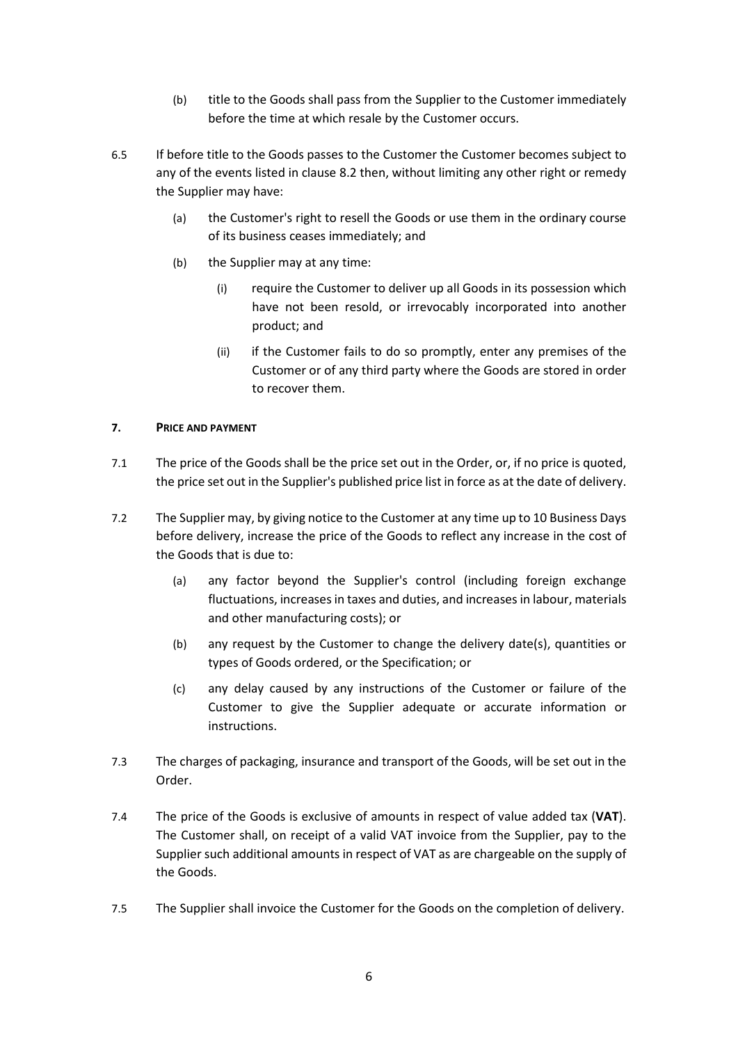(b) title to the Goods shall pass from the Supplier to the Customer immediately before the time at which resale by the Customer occurs.

6.5 If before title to the Goods passes to the Customer the Customer becomes subject to any of the events listed in clause 8.2 then, without limiting any other right or remedy the Supplier may have:

(a) the Customer's right to resell the Goods or use them in the ordinary course of its business ceases immediately; and

(b) the Supplier may at any time:

(i) require the Customer to deliver up all Goods in its possession which have not been resold, or irrevocably incorporated into another product; and

(ii) if the Customer fails to do so promptly, enter any premises of the Customer or of any third party where the Goods are stored in order to recover them.

**7. PRICE AND PAYMENT**

7.1 The price of the Goods shall be the price set out in the Order, or, if no price is quoted, the price set out in the Supplier's published price list in force as at the date of delivery.

7.2 The Supplier may, by giving notice to the Customer at any time up to 10 Business Days before delivery, increase the price of the Goods to reflect any increase in the cost of the Goods that is due to:

(a) any factor beyond the Supplier's control (including foreign exchange fluctuations, increases in taxes and duties, and increases in labour, materials and other manufacturing costs); or

(b) any request by the Customer to change the delivery date(s), quantities or types of Goods ordered, or the Specification; or

(c) any delay caused by any instructions of the Customer or failure of the Customer to give the Supplier adequate or accurate information or instructions.

7.3 The charges of packaging, insurance and transport of the Goods, will be set out in the Order.

7.4 The price of the Goods is exclusive of amounts in respect of value added tax (**VAT**). The Customer shall, on receipt of a valid VAT invoice from the Supplier, pay to the Supplier such additional amounts in respect of VAT as are chargeable on the supply of the Goods.

7.5 The Supplier shall invoice the Customer for the Goods on the completion of delivery.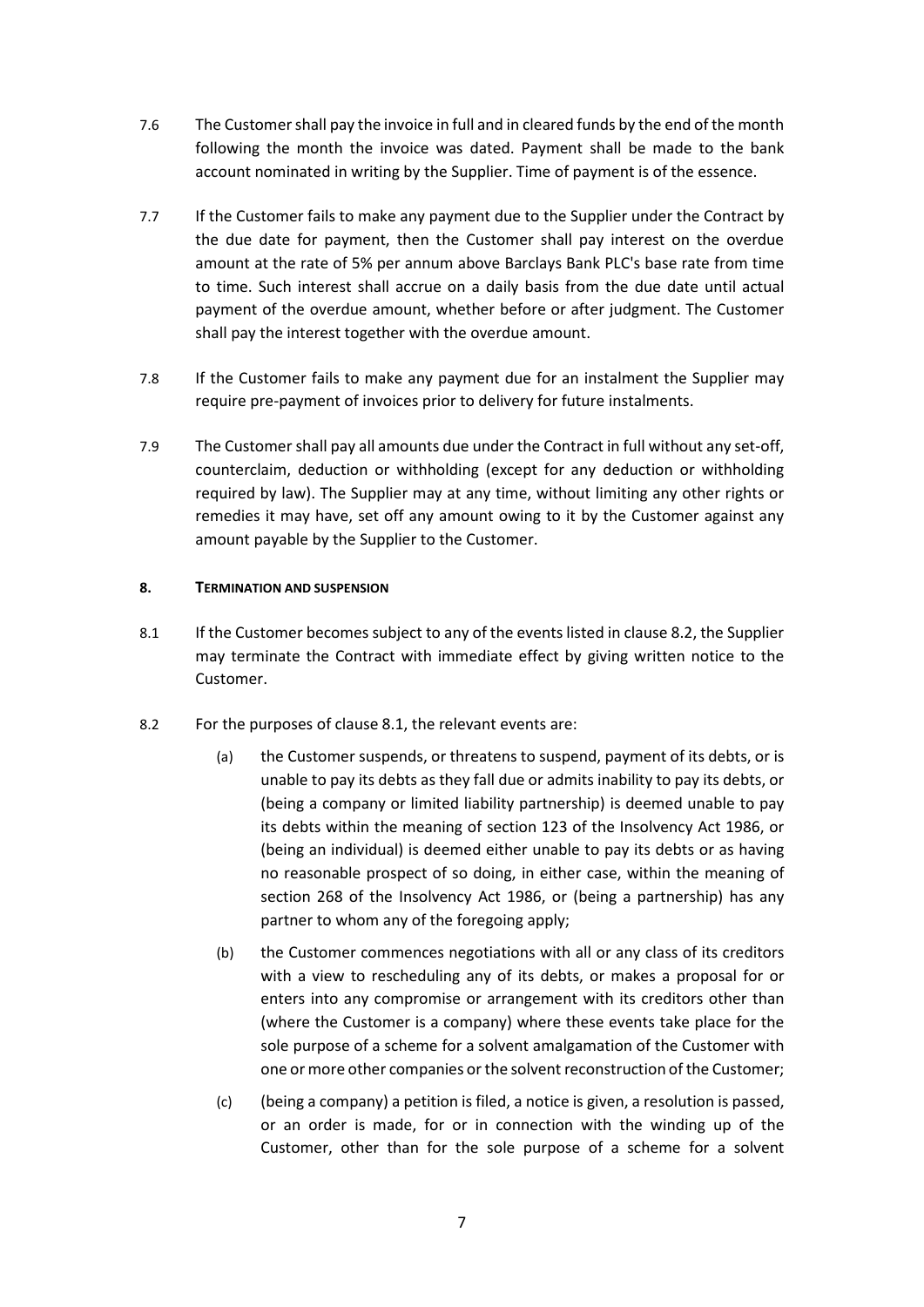7.6 The Customer shall pay the invoice in full and in cleared funds by the end of the month following the month the invoice was dated. Payment shall be made to the bank account nominated in writing by the Supplier. Time of payment is of the essence.

7.7 If the Customer fails to make any payment due to the Supplier under the Contract by the due date for payment, then the Customer shall pay interest on the overdue amount at the rate of 5% per annum above Barclays Bank PLC's base rate from time to time. Such interest shall accrue on a daily basis from the due date until actual payment of the overdue amount, whether before or after judgment. The Customer shall pay the interest together with the overdue amount.

7.8 If the Customer fails to make any payment due for an instalment the Supplier may require pre-payment of invoices prior to delivery for future instalments.

7.9 The Customer shall pay all amounts due under the Contract in full without any set-off, counterclaim, deduction or withholding (except for any deduction or withholding required by law). The Supplier may at any time, without limiting any other rights or remedies it may have, set off any amount owing to it by the Customer against any amount payable by the Supplier to the Customer.

## 8. TERMINATION AND SUSPENSION

8.1 If the Customer becomes subject to any of the events listed in clause 8.2, the Supplier may terminate the Contract with immediate effect by giving written notice to the Customer.

8.2 For the purposes of clause 8.1, the relevant events are:

(a) the Customer suspends, or threatens to suspend, payment of its debts, or is unable to pay its debts as they fall due or admits inability to pay its debts, or (being a company or limited liability partnership) is deemed unable to pay its debts within the meaning of section 123 of the Insolvency Act 1986, or (being an individual) is deemed either unable to pay its debts or as having no reasonable prospect of so doing, in either case, within the meaning of section 268 of the Insolvency Act 1986, or (being a partnership) has any partner to whom any of the foregoing apply;

(b) the Customer commences negotiations with all or any class of its creditors with a view to rescheduling any of its debts, or makes a proposal for or enters into any compromise or arrangement with its creditors other than (where the Customer is a company) where these events take place for the sole purpose of a scheme for a solvent amalgamation of the Customer with one or more other companies or the solvent reconstruction of the Customer;

(c) (being a company) a petition is filed, a notice is given, a resolution is passed, or an order is made, for or in connection with the winding up of the Customer, other than for the sole purpose of a scheme for a solvent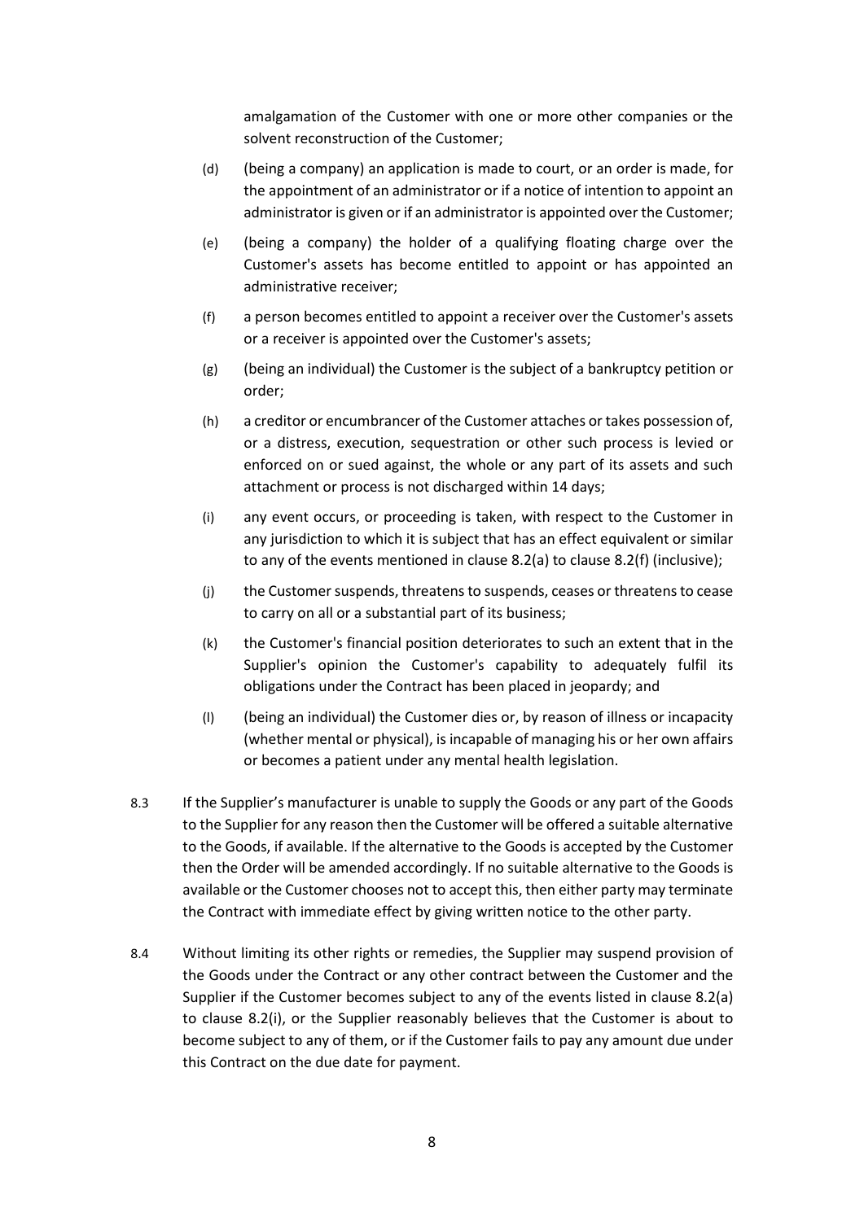amalgamation of the Customer with one or more other companies or the solvent reconstruction of the Customer;

(d) (being a company) an application is made to court, or an order is made, for the appointment of an administrator or if a notice of intention to appoint an administrator is given or if an administrator is appointed over the Customer;

(e) (being a company) the holder of a qualifying floating charge over the Customer's assets has become entitled to appoint or has appointed an administrative receiver;

(f) a person becomes entitled to appoint a receiver over the Customer's assets or a receiver is appointed over the Customer's assets;

(g) (being an individual) the Customer is the subject of a bankruptcy petition or order;

(h) a creditor or encumbrancer of the Customer attaches or takes possession of, or a distress, execution, sequestration or other such process is levied or enforced on or sued against, the whole or any part of its assets and such attachment or process is not discharged within 14 days;

(i) any event occurs, or proceeding is taken, with respect to the Customer in any jurisdiction to which it is subject that has an effect equivalent or similar to any of the events mentioned in clause 8.2(a) to clause 8.2(f) (inclusive);

(j) the Customer suspends, threatens to suspends, ceases or threatens to cease to carry on all or a substantial part of its business;

(k) the Customer's financial position deteriorates to such an extent that in the Supplier's opinion the Customer's capability to adequately fulfil its obligations under the Contract has been placed in jeopardy; and

(l) (being an individual) the Customer dies or, by reason of illness or incapacity (whether mental or physical), is incapable of managing his or her own affairs or becomes a patient under any mental health legislation.

8.3 If the Supplier's manufacturer is unable to supply the Goods or any part of the Goods to the Supplier for any reason then the Customer will be offered a suitable alternative to the Goods, if available. If the alternative to the Goods is accepted by the Customer then the Order will be amended accordingly. If no suitable alternative to the Goods is available or the Customer chooses not to accept this, then either party may terminate the Contract with immediate effect by giving written notice to the other party.

8.4 Without limiting its other rights or remedies, the Supplier may suspend provision of the Goods under the Contract or any other contract between the Customer and the Supplier if the Customer becomes subject to any of the events listed in clause 8.2(a) to clause 8.2(i), or the Supplier reasonably believes that the Customer is about to become subject to any of them, or if the Customer fails to pay any amount due under this Contract on the due date for payment.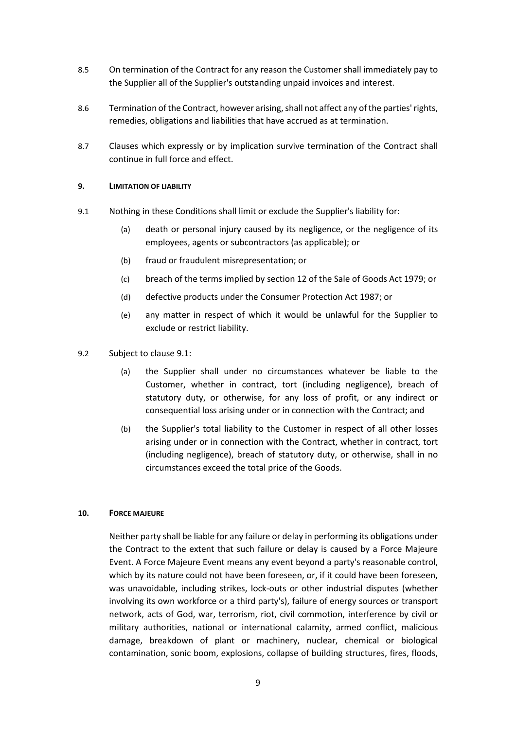8.5 On termination of the Contract for any reason the Customer shall immediately pay to the Supplier all of the Supplier's outstanding unpaid invoices and interest.

8.6 Termination of the Contract, however arising, shall not affect any of the parties' rights, remedies, obligations and liabilities that have accrued as at termination.

8.7 Clauses which expressly or by implication survive termination of the Contract shall continue in full force and effect.

## 9. LIMITATION OF LIABILITY

9.1 Nothing in these Conditions shall limit or exclude the Supplier's liability for:

(a) death or personal injury caused by its negligence, or the negligence of its employees, agents or subcontractors (as applicable); or

(b) fraud or fraudulent misrepresentation; or

(c) breach of the terms implied by section 12 of the Sale of Goods Act 1979; or

(d) defective products under the Consumer Protection Act 1987; or

(e) any matter in respect of which it would be unlawful for the Supplier to exclude or restrict liability.

9.2 Subject to clause 9.1:

(a) the Supplier shall under no circumstances whatever be liable to the Customer, whether in contract, tort (including negligence), breach of statutory duty, or otherwise, for any loss of profit, or any indirect or consequential loss arising under or in connection with the Contract; and

(b) the Supplier's total liability to the Customer in respect of all other losses arising under or in connection with the Contract, whether in contract, tort (including negligence), breach of statutory duty, or otherwise, shall in no circumstances exceed the total price of the Goods.

## 10. FORCE MAJEURE

Neither party shall be liable for any failure or delay in performing its obligations under the Contract to the extent that such failure or delay is caused by a Force Majeure Event. A Force Majeure Event means any event beyond a party's reasonable control, which by its nature could not have been foreseen, or, if it could have been foreseen, was unavoidable, including strikes, lock-outs or other industrial disputes (whether involving its own workforce or a third party's), failure of energy sources or transport network, acts of God, war, terrorism, riot, civil commotion, interference by civil or military authorities, national or international calamity, armed conflict, malicious damage, breakdown of plant or machinery, nuclear, chemical or biological contamination, sonic boom, explosions, collapse of building structures, fires, floods,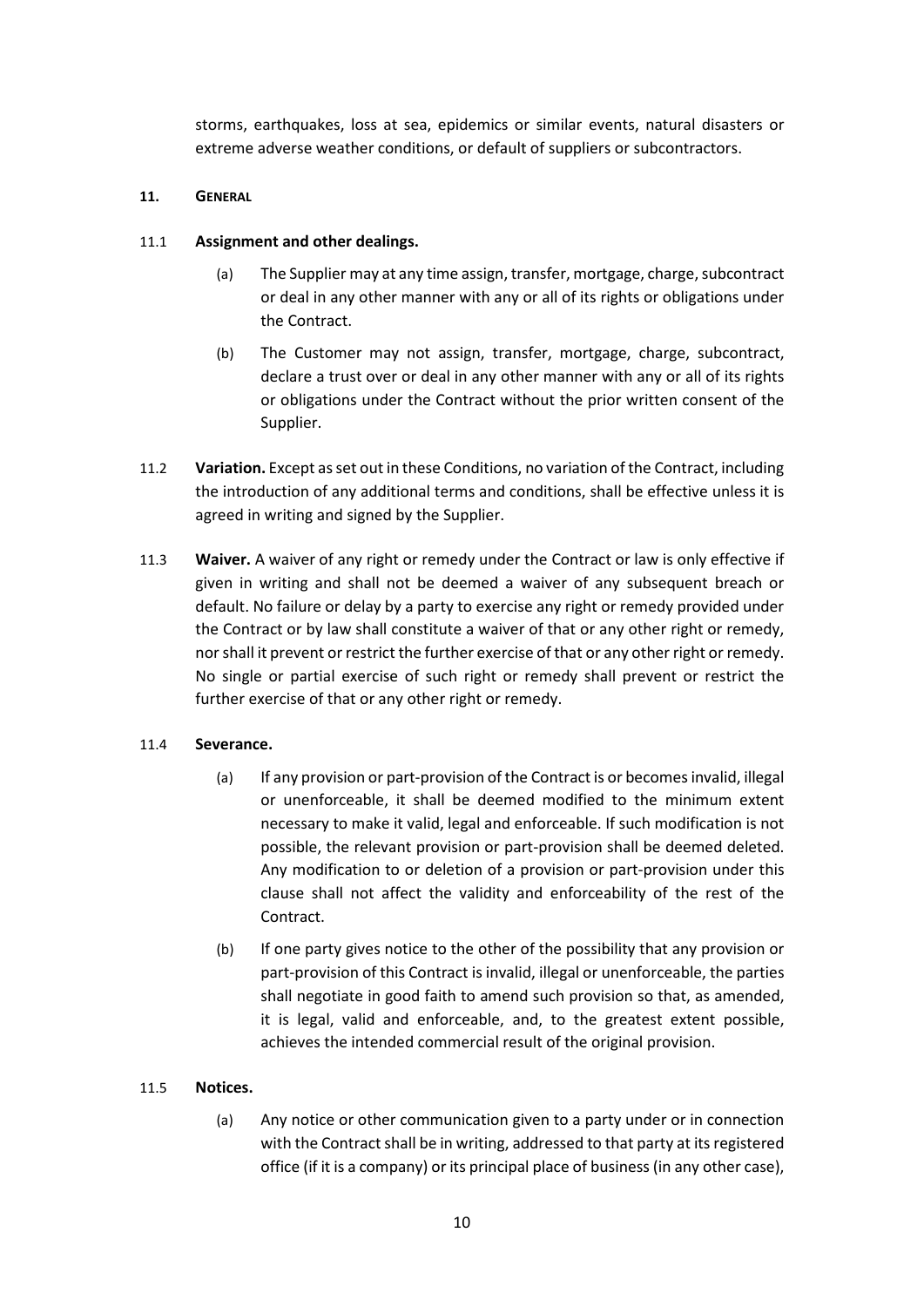storms, earthquakes, loss at sea, epidemics or similar events, natural disasters or extreme adverse weather conditions, or default of suppliers or subcontractors.

**11. GENERAL**

11.1 **Assignment and other dealings.**

(a) The Supplier may at any time assign, transfer, mortgage, charge, subcontract or deal in any other manner with any or all of its rights or obligations under the Contract.

(b) The Customer may not assign, transfer, mortgage, charge, subcontract, declare a trust over or deal in any other manner with any or all of its rights or obligations under the Contract without the prior written consent of the Supplier.

11.2 **Variation.** Except as set out in these Conditions, no variation of the Contract, including the introduction of any additional terms and conditions, shall be effective unless it is agreed in writing and signed by the Supplier.

11.3 **Waiver.** A waiver of any right or remedy under the Contract or law is only effective if given in writing and shall not be deemed a waiver of any subsequent breach or default. No failure or delay by a party to exercise any right or remedy provided under the Contract or by law shall constitute a waiver of that or any other right or remedy, nor shall it prevent or restrict the further exercise of that or any other right or remedy. No single or partial exercise of such right or remedy shall prevent or restrict the further exercise of that or any other right or remedy.

11.4 **Severance.**

(a) If any provision or part-provision of the Contract is or becomes invalid, illegal or unenforceable, it shall be deemed modified to the minimum extent necessary to make it valid, legal and enforceable. If such modification is not possible, the relevant provision or part-provision shall be deemed deleted. Any modification to or deletion of a provision or part-provision under this clause shall not affect the validity and enforceability of the rest of the Contract.

(b) If one party gives notice to the other of the possibility that any provision or part-provision of this Contract is invalid, illegal or unenforceable, the parties shall negotiate in good faith to amend such provision so that, as amended, it is legal, valid and enforceable, and, to the greatest extent possible, achieves the intended commercial result of the original provision.

11.5 **Notices.**

(a) Any notice or other communication given to a party under or in connection with the Contract shall be in writing, addressed to that party at its registered office (if it is a company) or its principal place of business (in any other case),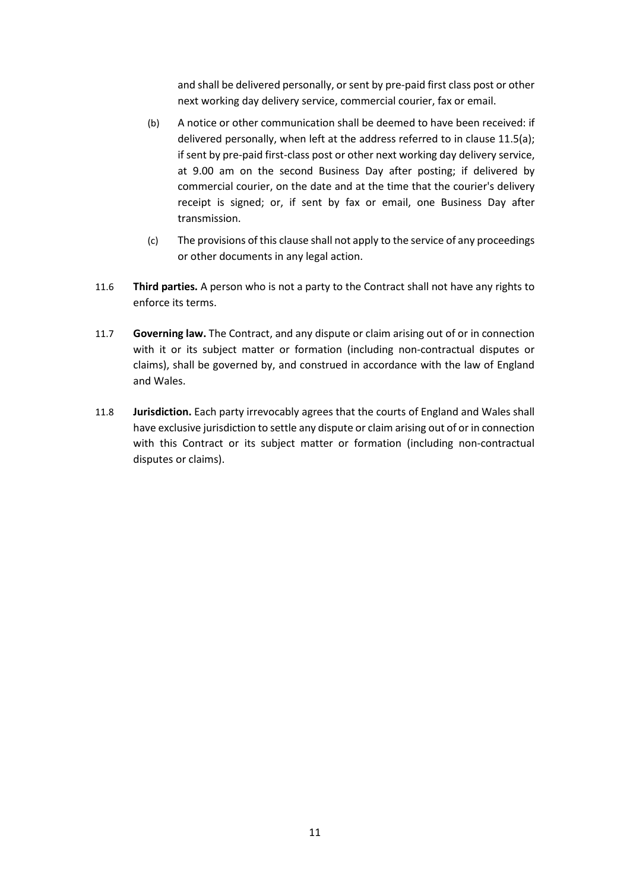and shall be delivered personally, or sent by pre-paid first class post or other next working day delivery service, commercial courier, fax or email.

(b) A notice or other communication shall be deemed to have been received: if delivered personally, when left at the address referred to in clause 11.5(a); if sent by pre-paid first-class post or other next working day delivery service, at 9.00 am on the second Business Day after posting; if delivered by commercial courier, on the date and at the time that the courier's delivery receipt is signed; or, if sent by fax or email, one Business Day after transmission.

(c) The provisions of this clause shall not apply to the service of any proceedings or other documents in any legal action.

11.6 **Third parties.** A person who is not a party to the Contract shall not have any rights to enforce its terms.

11.7 **Governing law.** The Contract, and any dispute or claim arising out of or in connection with it or its subject matter or formation (including non-contractual disputes or claims), shall be governed by, and construed in accordance with the law of England and Wales.

11.8 **Jurisdiction.** Each party irrevocably agrees that the courts of England and Wales shall have exclusive jurisdiction to settle any dispute or claim arising out of or in connection with this Contract or its subject matter or formation (including non-contractual disputes or claims).